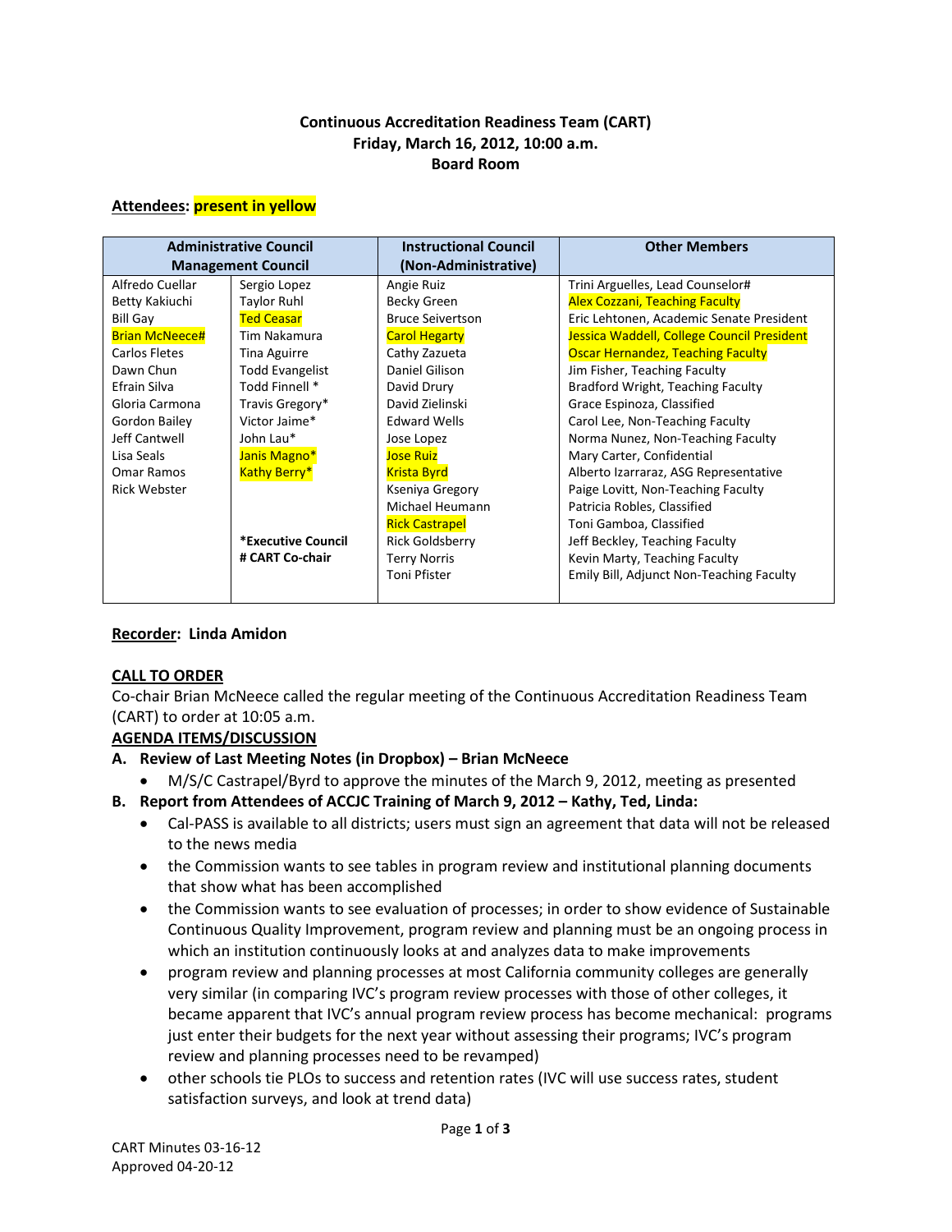**Continuous Accreditation Readiness Team (CART)**
**Friday, March 16, 2012, 10:00 a.m.**
**Board Room**

**Attendees: present in yellow**

| Administrative Council Management Council | | Instructional Council (Non-Administrative) | Other Members |
|---|---|---|---|
| Alfredo Cuellar | Sergio Lopez | Angie Ruiz | Trini Arguelles, Lead Counselor# |
| Betty Kakiuchi | Taylor Ruhl | Becky Green | Alex Cozzani, Teaching Faculty |
| Bill Gay | Ted Ceasar | Bruce Seivertson | Eric Lehtonen, Academic Senate President |
| Brian McNeece# | Tim Nakamura | Carol Hegarty | Jessica Waddell, College Council President |
| Carlos Fletes | Tina Aguirre | Cathy Zazueta | Oscar Hernandez, Teaching Faculty |
| Dawn Chun | Todd Evangelist | Daniel Gilison | Jim Fisher, Teaching Faculty |
| Efrain Silva | Todd Finnell * | David Drury | Bradford Wright, Teaching Faculty |
| Gloria Carmona | Travis Gregory* | David Zielinski | Grace Espinoza, Classified |
| Gordon Bailey | Victor Jaime* | Edward Wells | Carol Lee, Non-Teaching Faculty |
| Jeff Cantwell | John Lau* | Jose Lopez | Norma Nunez, Non-Teaching Faculty |
| Lisa Seals | Janis Magno* | Jose Ruiz | Mary Carter, Confidential |
| Omar Ramos | Kathy Berry* | Krista Byrd | Alberto Izarraraz, ASG Representative |
| Rick Webster | | Kseniya Gregory | Paige Lovitt, Non-Teaching Faculty |
| | | Michael Heumann | Patricia Robles, Classified |
| | | Rick Castrapel | Toni Gamboa, Classified |
| | *Executive Council | Rick Goldsberry | Jeff Beckley, Teaching Faculty |
| | # CART Co-chair | Terry Norris | Kevin Marty, Teaching Faculty |
| | | Toni Pfister | Emily Bill, Adjunct Non-Teaching Faculty |

**Recorder: Linda Amidon**

**CALL TO ORDER**

Co-chair Brian McNeece called the regular meeting of the Continuous Accreditation Readiness Team (CART) to order at 10:05 a.m.

**AGENDA ITEMS/DISCUSSION**

**A. Review of Last Meeting Notes (in Dropbox) – Brian McNeece**

- M/S/C Castrapel/Byrd to approve the minutes of the March 9, 2012, meeting as presented

**B. Report from Attendees of ACCJC Training of March 9, 2012 – Kathy, Ted, Linda:**

- Cal-PASS is available to all districts; users must sign an agreement that data will not be released to the news media
- the Commission wants to see tables in program review and institutional planning documents that show what has been accomplished
- the Commission wants to see evaluation of processes; in order to show evidence of Sustainable Continuous Quality Improvement, program review and planning must be an ongoing process in which an institution continuously looks at and analyzes data to make improvements
- program review and planning processes at most California community colleges are generally very similar (in comparing IVC's program review processes with those of other colleges, it became apparent that IVC's annual program review process has become mechanical: programs just enter their budgets for the next year without assessing their programs; IVC's program review and planning processes need to be revamped)
- other schools tie PLOs to success and retention rates (IVC will use success rates, student satisfaction surveys, and look at trend data)

CART Minutes 03-16-12
Approved 04-20-12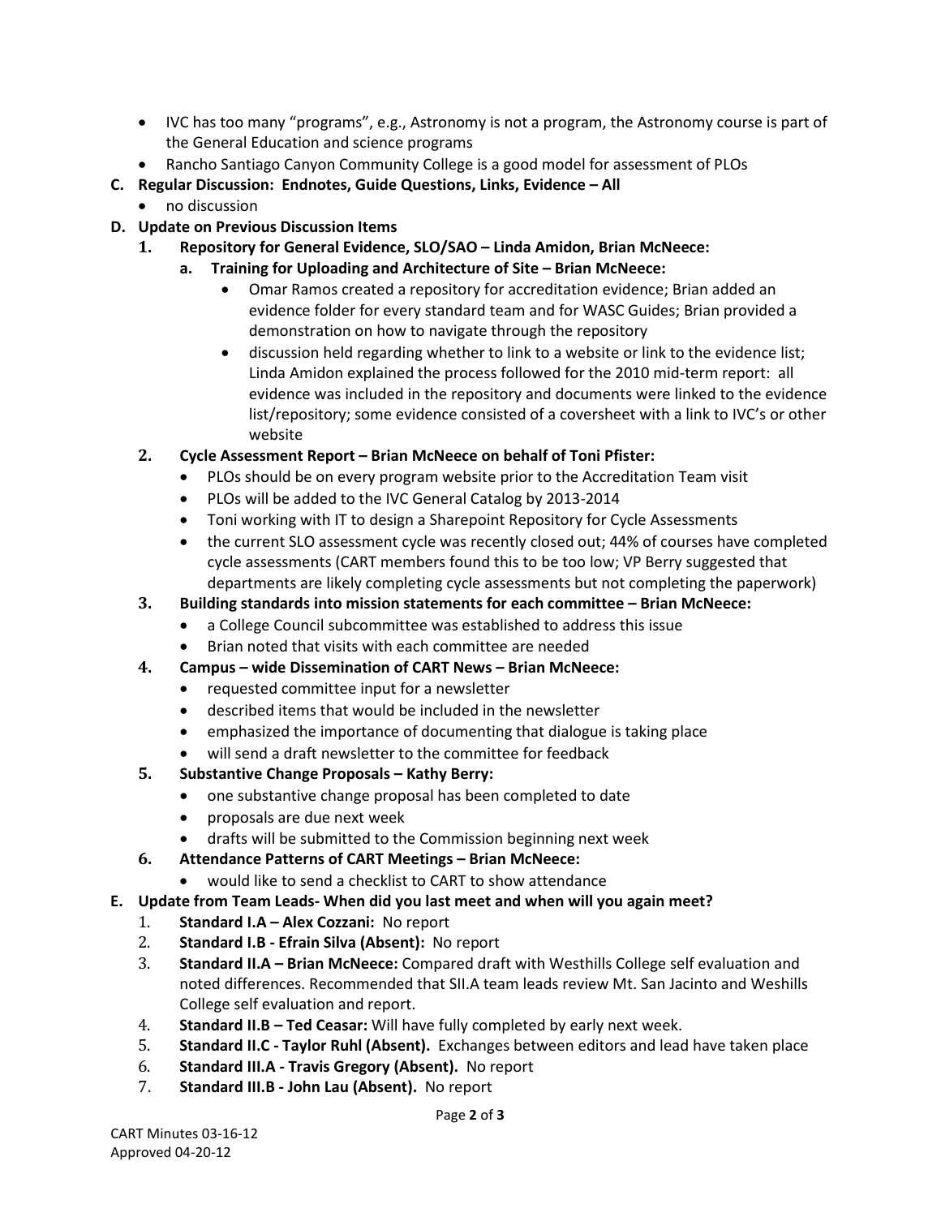- IVC has too many "programs", e.g., Astronomy is not a program, the Astronomy course is part of the General Education and science programs
- Rancho Santiago Canyon Community College is a good model for assessment of PLOs

**C. Regular Discussion: Endnotes, Guide Questions, Links, Evidence – All**

- no discussion

**D. Update on Previous Discussion Items**

1. **Repository for General Evidence, SLO/SAO – Linda Amidon, Brian McNeece:**
   - a. **Training for Uploading and Architecture of Site – Brian McNeece:**
     - Omar Ramos created a repository for accreditation evidence; Brian added an evidence folder for every standard team and for WASC Guides; Brian provided a demonstration on how to navigate through the repository
     - discussion held regarding whether to link to a website or link to the evidence list; Linda Amidon explained the process followed for the 2010 mid-term report: all evidence was included in the repository and documents were linked to the evidence list/repository; some evidence consisted of a coversheet with a link to IVC's or other website
2. **Cycle Assessment Report – Brian McNeece on behalf of Toni Pfister:**
   - PLOs should be on every program website prior to the Accreditation Team visit
   - PLOs will be added to the IVC General Catalog by 2013-2014
   - Toni working with IT to design a Sharepoint Repository for Cycle Assessments
   - the current SLO assessment cycle was recently closed out; 44% of courses have completed cycle assessments (CART members found this to be too low; VP Berry suggested that departments are likely completing cycle assessments but not completing the paperwork)
3. **Building standards into mission statements for each committee – Brian McNeece:**
   - a College Council subcommittee was established to address this issue
   - Brian noted that visits with each committee are needed
4. **Campus – wide Dissemination of CART News – Brian McNeece:**
   - requested committee input for a newsletter
   - described items that would be included in the newsletter
   - emphasized the importance of documenting that dialogue is taking place
   - will send a draft newsletter to the committee for feedback
5. **Substantive Change Proposals – Kathy Berry:**
   - one substantive change proposal has been completed to date
   - proposals are due next week
   - drafts will be submitted to the Commission beginning next week
6. **Attendance Patterns of CART Meetings – Brian McNeece:**
   - would like to send a checklist to CART to show attendance

**E. Update from Team Leads- When did you last meet and when will you again meet?**

1. **Standard I.A – Alex Cozzani:** No report
2. **Standard I.B - Efrain Silva (Absent):** No report
3. **Standard II.A – Brian McNeece:** Compared draft with Westhills College self evaluation and noted differences. Recommended that SII.A team leads review Mt. San Jacinto and Weshills College self evaluation and report.
4. **Standard II.B – Ted Ceasar:** Will have fully completed by early next week.
5. **Standard II.C - Taylor Ruhl (Absent).** Exchanges between editors and lead have taken place
6. **Standard III.A - Travis Gregory (Absent).** No report
7. **Standard III.B - John Lau (Absent).** No report

CART Minutes 03-16-12
Approved 04-20-12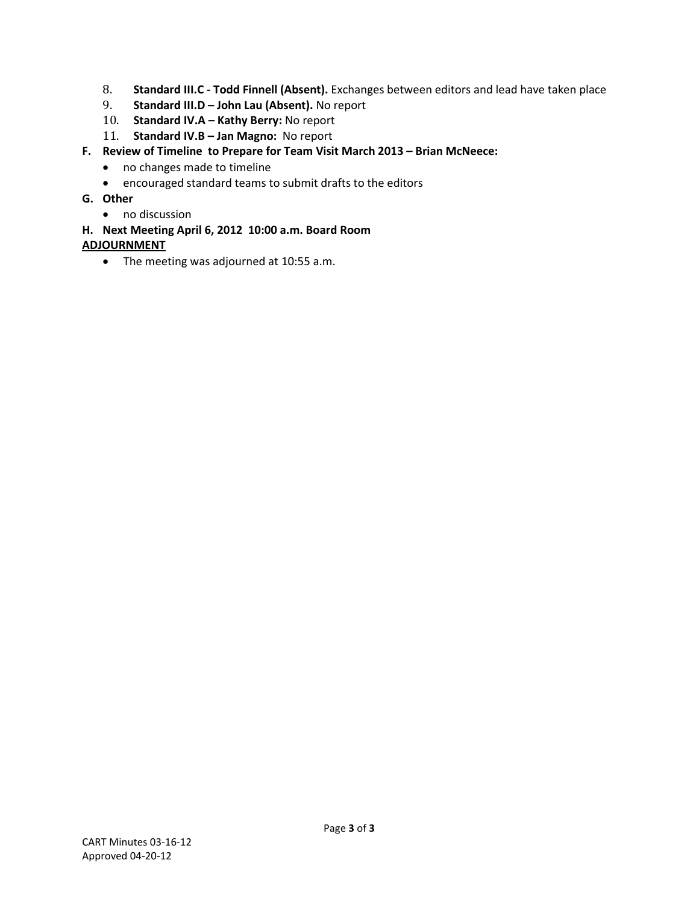8. **Standard III.C - Todd Finnell (Absent).** Exchanges between editors and lead have taken place
9. **Standard III.D – John Lau (Absent).** No report
10. **Standard IV.A – Kathy Berry:** No report
11. **Standard IV.B – Jan Magno:** No report

**F. Review of Timeline to Prepare for Team Visit March 2013 – Brian McNeece:**

- no changes made to timeline
- encouraged standard teams to submit drafts to the editors

**G. Other**

- no discussion

**H. Next Meeting April 6, 2012 10:00 a.m. Board Room**

**ADJOURNMENT**

- The meeting was adjourned at 10:55 a.m.

CART Minutes 03-16-12
Approved 04-20-12